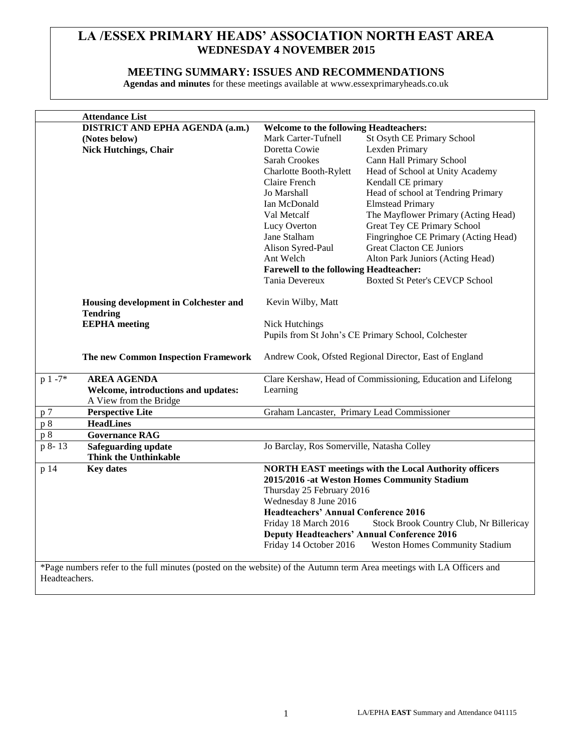# LA /ESSEX PRIMARY HEADS' ASSOCIATION NORTH EAST AREA

## WEDNESDAY 4 NOVEMBER 2015

## MEETING SUMMARY: ISSUES AND RECOMMENDATIONS

**Agendas and minutes** for these meetings available at www.essexprimaryheads.co.uk

| | **Attendance List** | | |
|---|---|---|---|
| | **DISTRICT AND EPHA AGENDA (a.m.)** **(Notes below)** **Nick Hutchings, Chair** | **Welcome to the following Headteachers:** | |
| | | Mark Carter-Tufnell | St Osyth CE Primary School |
| | | Doretta Cowie | Lexden Primary |
| | | Sarah Crookes | Cann Hall Primary School |
| | | Charlotte Booth-Rylett | Head of School at Unity Academy |
| | | Claire French | Kendall CE primary |
| | | Jo Marshall | Head of school at Tendring Primary |
| | | Ian McDonald | Elmstead Primary |
| | | Val Metcalf | The Mayflower Primary (Acting Head) |
| | | Lucy Overton | Great Tey CE Primary School |
| | | Jane Stalham | Fingringhoe CE Primary (Acting Head) |
| | | Alison Syred-Paul | Great Clacton CE Juniors |
| | | Ant Welch | Alton Park Juniors (Acting Head) |
| | | **Farewell to the following Headteacher:** | |
| | | Tania Devereux | Boxted St Peter's CEVCP School |
| | **Housing development in Colchester and Tendring** | Kevin Wilby, Matt | |
| | **EEPHA meeting** | Nick Hutchings<br>Pupils from St John's CE Primary School, Colchester | |
| | **The new Common Inspection Framework** | Andrew Cook, Ofsted Regional Director, East of England | |
| p 1 -7* | **AREA AGENDA**<br>**Welcome, introductions and updates:**<br>A View from the Bridge | Clare Kershaw, Head of Commissioning, Education and Lifelong Learning | |
| p 7 | **Perspective Lite** | Graham Lancaster, Primary Lead Commissioner | |
| p 8 | **HeadLines** | | |
| p 8 | **Governance RAG** | | |
| p 8- 13 | **Safeguarding update**<br>**Think the Unthinkable** | Jo Barclay, Ros Somerville, Natasha Colley | |
| p 14 | **Key dates** | **NORTH EAST meetings with the Local Authority officers 2015/2016 -at Weston Homes Community Stadium** | |
| | | Thursday 25 February 2016 | |
| | | Wednesday 8 June 2016 | |
| | | **Headteachers' Annual Conference 2016** | |
| | | Friday 18 March 2016 | Stock Brook Country Club, Nr Billericay |
| | | **Deputy Headteachers' Annual Conference 2016** | |
| | | Friday 14 October 2016 | Weston Homes Community Stadium |

*Page numbers refer to the full minutes (posted on the website) of the Autumn term Area meetings with LA Officers and Headteachers.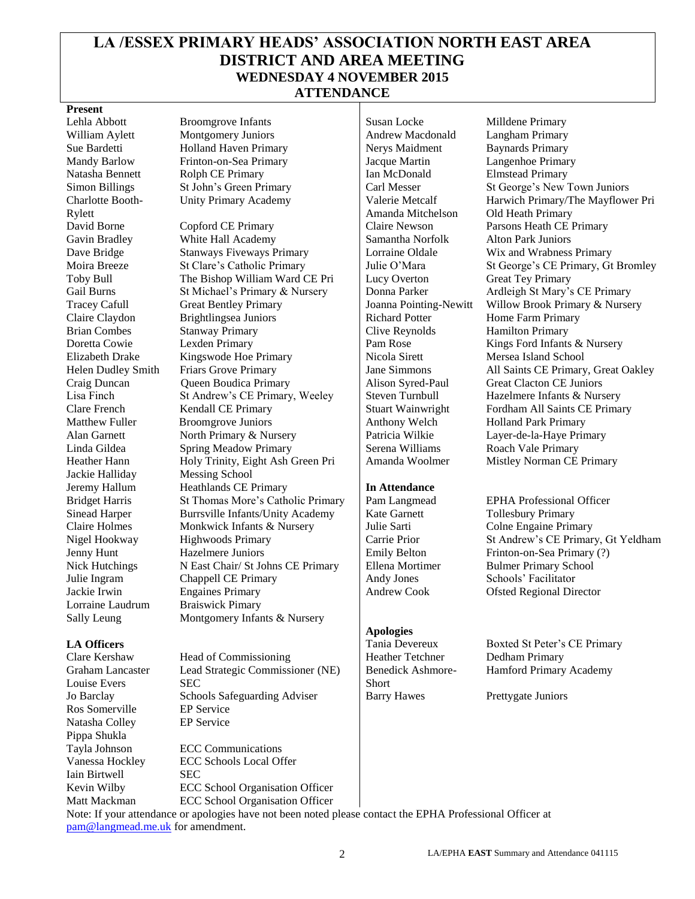# LA /ESSEX PRIMARY HEADS' ASSOCIATION NORTH EAST AREA DISTRICT AND AREA MEETING

## WEDNESDAY 4 NOVEMBER 2015

## ATTENDANCE

**Present**

| | |
|---|---|
| Lehla Abbott | Broomgrove Infants |
| William Aylett | Montgomery Juniors |
| Sue Bardetti | Holland Haven Primary |
| Mandy Barlow | Frinton-on-Sea Primary |
| Natasha Bennett | Rolph CE Primary |
| Simon Billings | St John's Green Primary |
| Charlotte Booth-Rylett | Unity Primary Academy |
| David Borne | Copford CE Primary |
| Gavin Bradley | White Hall Academy |
| Dave Bridge | Stanways Fiveways Primary |
| Moira Breeze | St Clare's Catholic Primary |
| Toby Bull | The Bishop William Ward CE Pri |
| Gail Burns | St Michael's Primary & Nursery |
| Tracey Cafull | Great Bentley Primary |
| Claire Claydon | Brightlingsea Juniors |
| Brian Combes | Stanway Primary |
| Doretta Cowie | Lexden Primary |
| Elizabeth Drake | Kingswode Hoe Primary |
| Helen Dudley Smith | Friars Grove Primary |
| Craig Duncan | Queen Boudica Primary |
| Lisa Finch | St Andrew's CE Primary, Weeley |
| Clare French | Kendall CE Primary |
| Matthew Fuller | Broomgrove Juniors |
| Alan Garnett | North Primary & Nursery |
| Linda Gildea | Spring Meadow Primary |
| Heather Hann | Holy Trinity, Eight Ash Green Pri |
| Jackie Halliday | Messing School |
| Jeremy Hallum | Heathlands CE Primary |
| Bridget Harris | St Thomas More's Catholic Primary |
| Sinead Harper | Burrsville Infants/Unity Academy |
| Claire Holmes | Monkwick Infants & Nursery |
| Nigel Hookway | Highwoods Primary |
| Jenny Hunt | Hazelmere Juniors |
| Nick Hutchings | N East Chair/ St Johns CE Primary |
| Julie Ingram | Chappell CE Primary |
| Jackie Irwin | Engaines Primary |
| Lorraine Laudrum | Braiswick Pimary |
| Sally Leung | Montgomery Infants & Nursery |
| Susan Locke | Milldene Primary |
| Andrew Macdonald | Langham Primary |
| Nerys Maidment | Baynards Primary |
| Jacque Martin | Langenhoe Primary |
| Ian McDonald | Elmstead Primary |
| Carl Messer | St George's New Town Juniors |
| Valerie Metcalf | Harwich Primary/The Mayflower Pri |
| Amanda Mitchelson | Old Heath Primary |
| Claire Newson | Parsons Heath CE Primary |
| Samantha Norfolk | Alton Park Juniors |
| Lorraine Oldale | Wix and Wrabness Primary |
| Julie O'Mara | St George's CE Primary, Gt Bromley |
| Lucy Overton | Great Tey Primary |
| Donna Parker | Ardleigh St Mary's CE Primary |
| Joanna Pointing-Newitt | Willow Brook Primary & Nursery |
| Richard Potter | Home Farm Primary |
| Clive Reynolds | Hamilton Primary |
| Pam Rose | Kings Ford Infants & Nursery |
| Nicola Sirett | Mersea Island School |
| Jane Simmons | All Saints CE Primary, Great Oakley |
| Alison Syred-Paul | Great Clacton CE Juniors |
| Steven Turnbull | Hazelmere Infants & Nursery |
| Stuart Wainwright | Fordham All Saints CE Primary |
| Anthony Welch | Holland Park Primary |
| Patricia Wilkie | Layer-de-la-Haye Primary |
| Serena Williams | Roach Vale Primary |
| Amanda Woolmer | Mistley Norman CE Primary |

**LA Officers**

| | |
|---|---|
| Clare Kershaw | Head of Commissioning |
| Graham Lancaster | Lead Strategic Commissioner (NE) |
| Louise Evers | SEC |
| Jo Barclay | Schools Safeguarding Adviser |
| Ros Somerville | EP Service |
| Natasha Colley | EP Service |
| Pippa Shukla | |
| Tayla Johnson | ECC Communications |
| Vanessa Hockley | ECC Schools Local Offer |
| Iain Birtwell | SEC |
| Kevin Wilby | ECC School Organisation Officer |
| Matt Mackman | ECC School Organisation Officer |

**In Attendance**

| | |
|---|---|
| Pam Langmead | EPHA Professional Officer |
| Kate Garnett | Tollesbury Primary |
| Julie Sarti | Colne Engaine Primary |
| Carrie Prior | St Andrew's CE Primary, Gt Yeldham |
| Emily Belton | Frinton-on-Sea Primary (?) |
| Ellena Mortimer | Bulmer Primary School |
| Andy Jones | Schools' Facilitator |
| Andrew Cook | Ofsted Regional Director |

**Apologies**

| | |
|---|---|
| Tania Devereux | Boxted St Peter's CE Primary |
| Heather Tetchner | Dedham Primary |
| Benedick Ashmore-Short | Hamford Primary Academy |
| Barry Hawes | Prettygate Juniors |

Note: If your attendance or apologies have not been noted please contact the EPHA Professional Officer at pam@langmead.me.uk for amendment.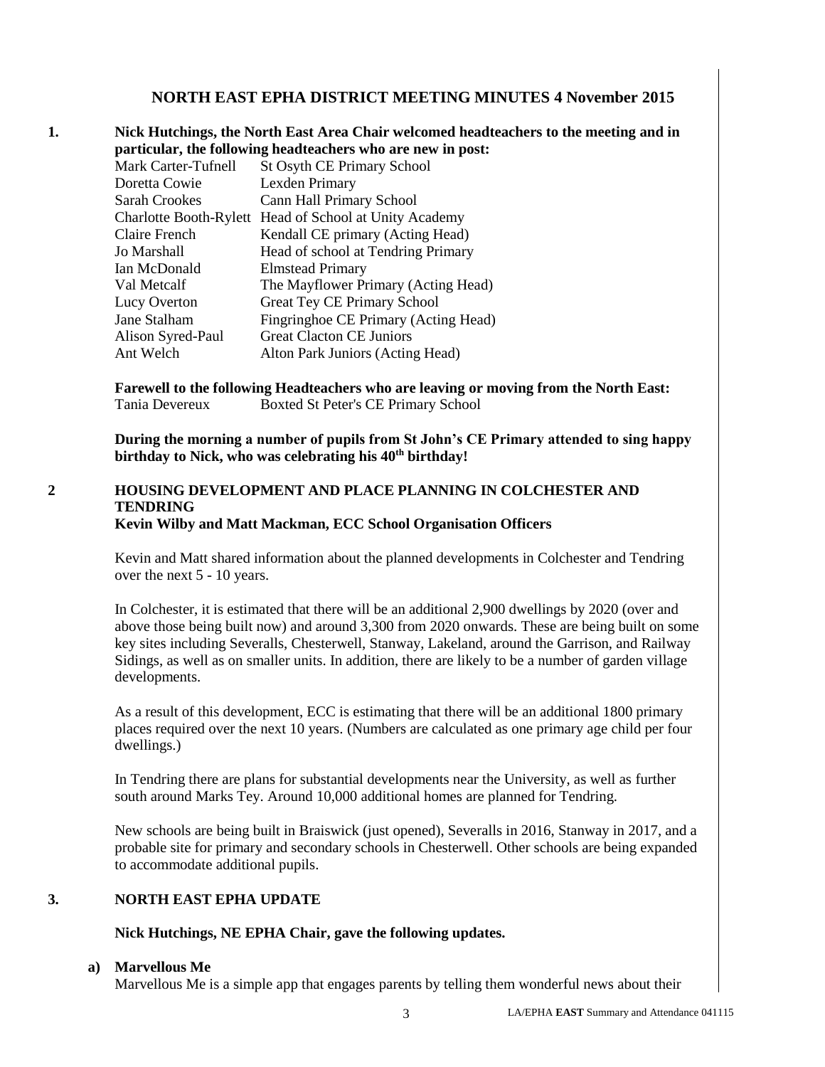# NORTH EAST EPHA DISTRICT MEETING MINUTES 4 November 2015

**1. Nick Hutchings, the North East Area Chair welcomed headteachers to the meeting and in particular, the following headteachers who are new in post:**

| | |
|---|---|
| Mark Carter-Tufnell | St Osyth CE Primary School |
| Doretta Cowie | Lexden Primary |
| Sarah Crookes | Cann Hall Primary School |
| Charlotte Booth-Rylett | Head of School at Unity Academy |
| Claire French | Kendall CE primary (Acting Head) |
| Jo Marshall | Head of school at Tendring Primary |
| Ian McDonald | Elmstead Primary |
| Val Metcalf | The Mayflower Primary (Acting Head) |
| Lucy Overton | Great Tey CE Primary School |
| Jane Stalham | Fingringhoe CE Primary (Acting Head) |
| Alison Syred-Paul | Great Clacton CE Juniors |
| Ant Welch | Alton Park Juniors (Acting Head) |

**Farewell to the following Headteachers who are leaving or moving from the North East:**

Tania Devereux — Boxted St Peter's CE Primary School

**During the morning a number of pupils from St John's CE Primary attended to sing happy birthday to Nick, who was celebrating his 40th birthday!**

## 2 HOUSING DEVELOPMENT AND PLACE PLANNING IN COLCHESTER AND TENDRING

**Kevin Wilby and Matt Mackman, ECC School Organisation Officers**

Kevin and Matt shared information about the planned developments in Colchester and Tendring over the next 5 - 10 years.

In Colchester, it is estimated that there will be an additional 2,900 dwellings by 2020 (over and above those being built now) and around 3,300 from 2020 onwards. These are being built on some key sites including Severalls, Chesterwell, Stanway, Lakeland, around the Garrison, and Railway Sidings, as well as on smaller units. In addition, there are likely to be a number of garden village developments.

As a result of this development, ECC is estimating that there will be an additional 1800 primary places required over the next 10 years. (Numbers are calculated as one primary age child per four dwellings.)

In Tendring there are plans for substantial developments near the University, as well as further south around Marks Tey. Around 10,000 additional homes are planned for Tendring.

New schools are being built in Braiswick (just opened), Severalls in 2016, Stanway in 2017, and a probable site for primary and secondary schools in Chesterwell. Other schools are being expanded to accommodate additional pupils.

## 3. NORTH EAST EPHA UPDATE

**Nick Hutchings, NE EPHA Chair, gave the following updates.**

**a) Marvellous Me**

Marvellous Me is a simple app that engages parents by telling them wonderful news about their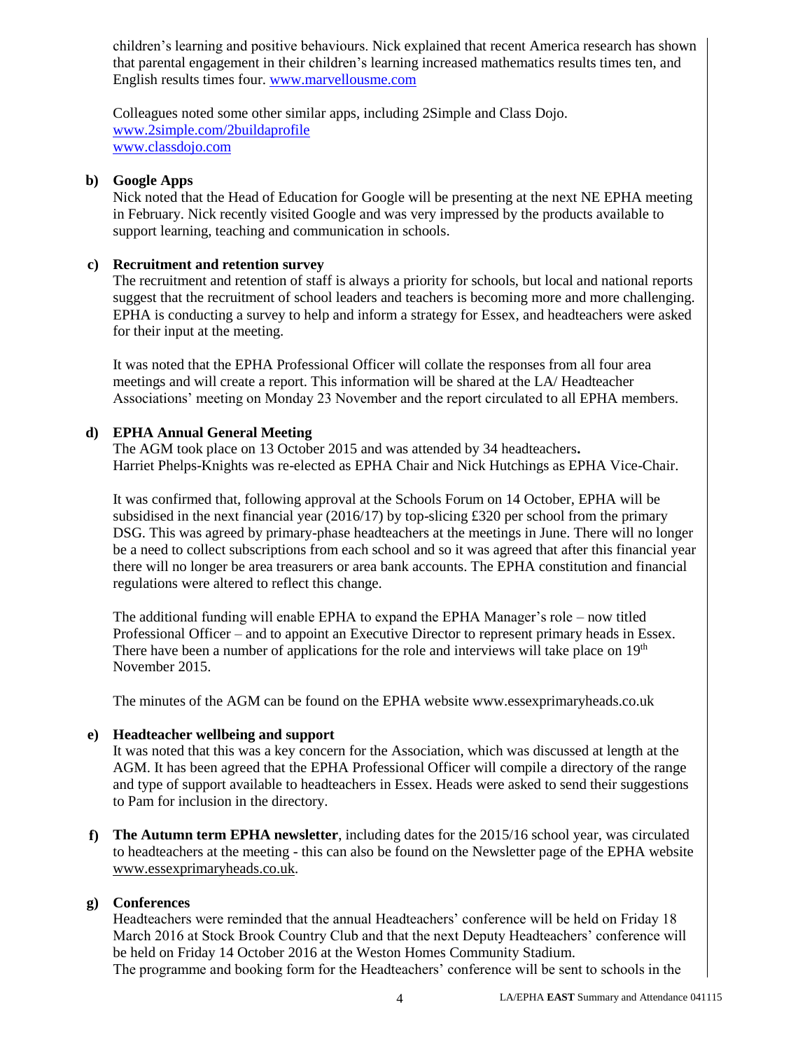children's learning and positive behaviours. Nick explained that recent America research has shown that parental engagement in their children's learning increased mathematics results times ten, and English results times four. www.marvellousme.com

Colleagues noted some other similar apps, including 2Simple and Class Dojo.
www.2simple.com/2buildaprofile
www.classdojo.com

**b) Google Apps**

Nick noted that the Head of Education for Google will be presenting at the next NE EPHA meeting in February. Nick recently visited Google and was very impressed by the products available to support learning, teaching and communication in schools.

**c) Recruitment and retention survey**

The recruitment and retention of staff is always a priority for schools, but local and national reports suggest that the recruitment of school leaders and teachers is becoming more and more challenging. EPHA is conducting a survey to help and inform a strategy for Essex, and headteachers were asked for their input at the meeting.

It was noted that the EPHA Professional Officer will collate the responses from all four area meetings and will create a report. This information will be shared at the LA/ Headteacher Associations' meeting on Monday 23 November and the report circulated to all EPHA members.

**d) EPHA Annual General Meeting**

The AGM took place on 13 October 2015 and was attended by 34 headteachers**.**
Harriet Phelps-Knights was re-elected as EPHA Chair and Nick Hutchings as EPHA Vice-Chair.

It was confirmed that, following approval at the Schools Forum on 14 October, EPHA will be subsidised in the next financial year (2016/17) by top-slicing £320 per school from the primary DSG. This was agreed by primary-phase headteachers at the meetings in June. There will no longer be a need to collect subscriptions from each school and so it was agreed that after this financial year there will no longer be area treasurers or area bank accounts. The EPHA constitution and financial regulations were altered to reflect this change.

The additional funding will enable EPHA to expand the EPHA Manager's role – now titled Professional Officer – and to appoint an Executive Director to represent primary heads in Essex. There have been a number of applications for the role and interviews will take place on 19th November 2015.

The minutes of the AGM can be found on the EPHA website www.essexprimaryheads.co.uk

**e) Headteacher wellbeing and support**

It was noted that this was a key concern for the Association, which was discussed at length at the AGM. It has been agreed that the EPHA Professional Officer will compile a directory of the range and type of support available to headteachers in Essex. Heads were asked to send their suggestions to Pam for inclusion in the directory.

**f) The Autumn term EPHA newsletter**, including dates for the 2015/16 school year, was circulated to headteachers at the meeting - this can also be found on the Newsletter page of the EPHA website www.essexprimaryheads.co.uk.

**g) Conferences**

Headteachers were reminded that the annual Headteachers' conference will be held on Friday 18 March 2016 at Stock Brook Country Club and that the next Deputy Headteachers' conference will be held on Friday 14 October 2016 at the Weston Homes Community Stadium.
The programme and booking form for the Headteachers' conference will be sent to schools in the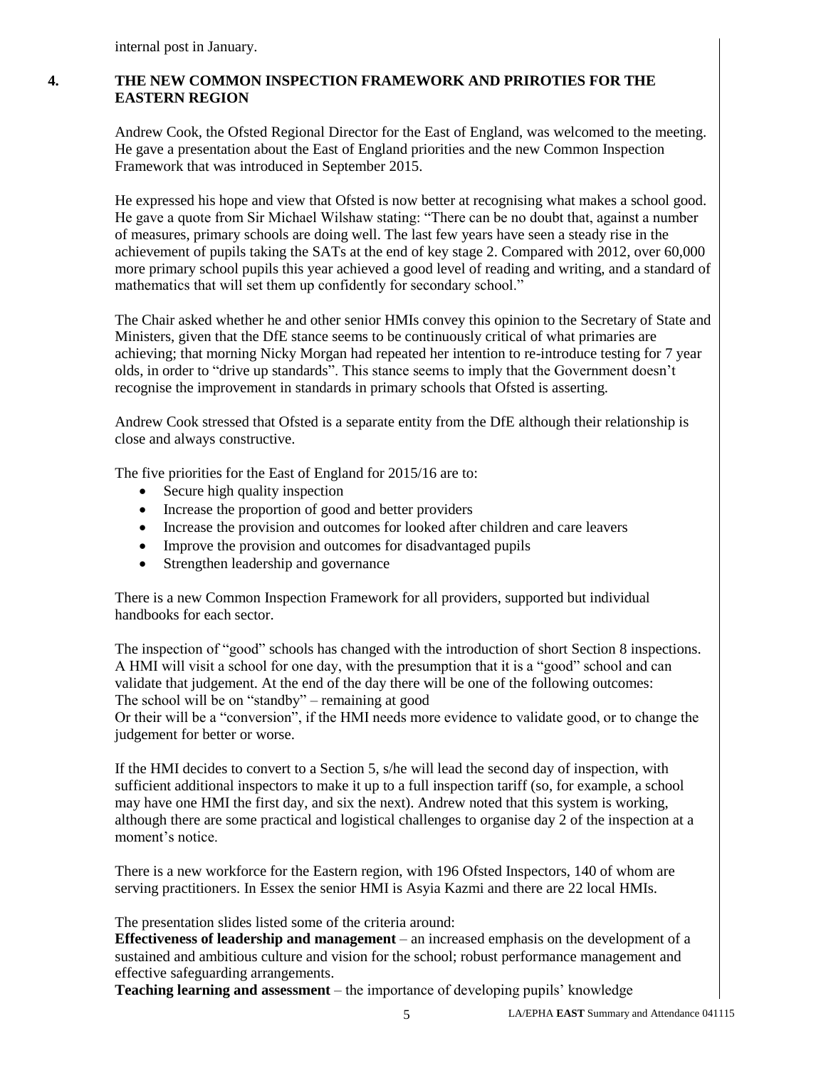internal post in January.

## 4. THE NEW COMMON INSPECTION FRAMEWORK AND PRIROTIES FOR THE EASTERN REGION

Andrew Cook, the Ofsted Regional Director for the East of England, was welcomed to the meeting. He gave a presentation about the East of England priorities and the new Common Inspection Framework that was introduced in September 2015.

He expressed his hope and view that Ofsted is now better at recognising what makes a school good. He gave a quote from Sir Michael Wilshaw stating: "There can be no doubt that, against a number of measures, primary schools are doing well. The last few years have seen a steady rise in the achievement of pupils taking the SATs at the end of key stage 2. Compared with 2012, over 60,000 more primary school pupils this year achieved a good level of reading and writing, and a standard of mathematics that will set them up confidently for secondary school."

The Chair asked whether he and other senior HMIs convey this opinion to the Secretary of State and Ministers, given that the DfE stance seems to be continuously critical of what primaries are achieving; that morning Nicky Morgan had repeated her intention to re-introduce testing for 7 year olds, in order to "drive up standards". This stance seems to imply that the Government doesn't recognise the improvement in standards in primary schools that Ofsted is asserting.

Andrew Cook stressed that Ofsted is a separate entity from the DfE although their relationship is close and always constructive.

The five priorities for the East of England for 2015/16 are to:

- Secure high quality inspection
- Increase the proportion of good and better providers
- Increase the provision and outcomes for looked after children and care leavers
- Improve the provision and outcomes for disadvantaged pupils
- Strengthen leadership and governance

There is a new Common Inspection Framework for all providers, supported but individual handbooks for each sector.

The inspection of "good" schools has changed with the introduction of short Section 8 inspections. A HMI will visit a school for one day, with the presumption that it is a "good" school and can validate that judgement. At the end of the day there will be one of the following outcomes:
The school will be on "standby" – remaining at good
Or their will be a "conversion", if the HMI needs more evidence to validate good, or to change the judgement for better or worse.

If the HMI decides to convert to a Section 5, s/he will lead the second day of inspection, with sufficient additional inspectors to make it up to a full inspection tariff (so, for example, a school may have one HMI the first day, and six the next). Andrew noted that this system is working, although there are some practical and logistical challenges to organise day 2 of the inspection at a moment's notice.

There is a new workforce for the Eastern region, with 196 Ofsted Inspectors, 140 of whom are serving practitioners. In Essex the senior HMI is Asyia Kazmi and there are 22 local HMIs.

The presentation slides listed some of the criteria around:
**Effectiveness of leadership and management** – an increased emphasis on the development of a sustained and ambitious culture and vision for the school; robust performance management and effective safeguarding arrangements.
**Teaching learning and assessment** – the importance of developing pupils' knowledge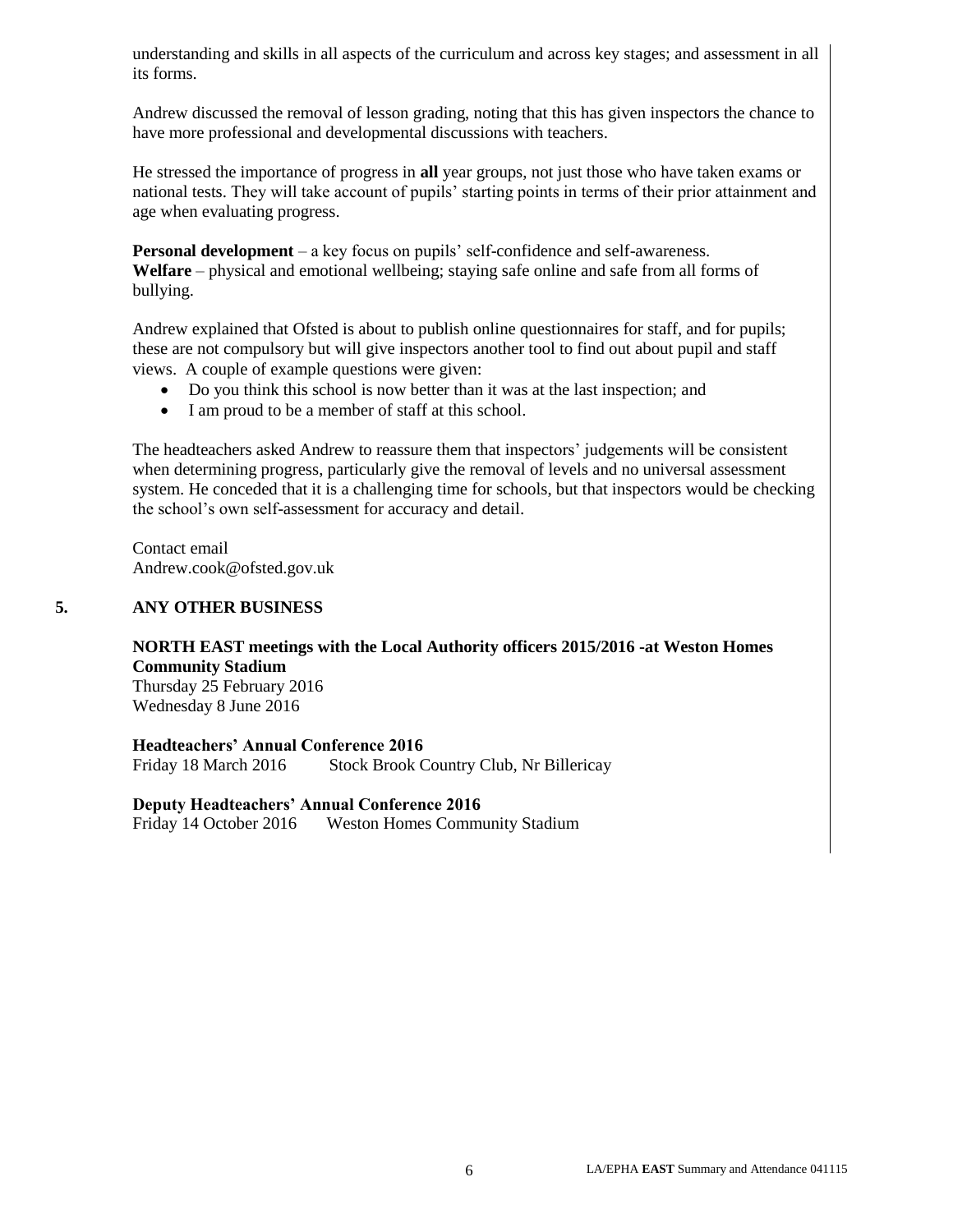understanding and skills in all aspects of the curriculum and across key stages; and assessment in all its forms.

Andrew discussed the removal of lesson grading, noting that this has given inspectors the chance to have more professional and developmental discussions with teachers.

He stressed the importance of progress in **all** year groups, not just those who have taken exams or national tests. They will take account of pupils' starting points in terms of their prior attainment and age when evaluating progress.

**Personal development** – a key focus on pupils' self-confidence and self-awareness.
**Welfare** – physical and emotional wellbeing; staying safe online and safe from all forms of bullying.

Andrew explained that Ofsted is about to publish online questionnaires for staff, and for pupils; these are not compulsory but will give inspectors another tool to find out about pupil and staff views. A couple of example questions were given:

- Do you think this school is now better than it was at the last inspection; and
- I am proud to be a member of staff at this school.

The headteachers asked Andrew to reassure them that inspectors' judgements will be consistent when determining progress, particularly give the removal of levels and no universal assessment system. He conceded that it is a challenging time for schools, but that inspectors would be checking the school's own self-assessment for accuracy and detail.

Contact email
Andrew.cook@ofsted.gov.uk

## 5. ANY OTHER BUSINESS

**NORTH EAST meetings with the Local Authority officers 2015/2016 -at Weston Homes Community Stadium**
Thursday 25 February 2016
Wednesday 8 June 2016

**Headteachers' Annual Conference 2016**
Friday 18 March 2016 Stock Brook Country Club, Nr Billericay

**Deputy Headteachers' Annual Conference 2016**
Friday 14 October 2016 Weston Homes Community Stadium